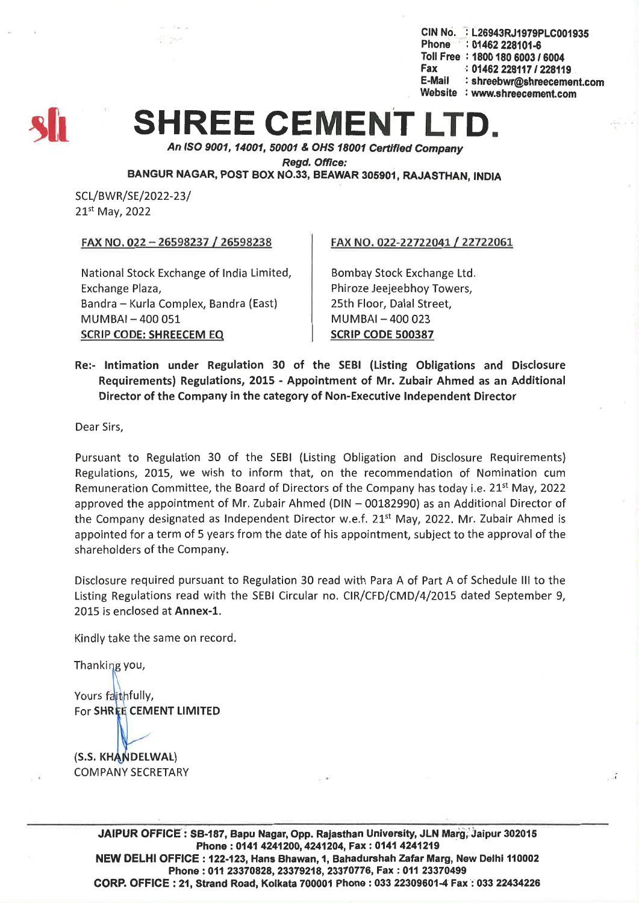CIN No. : L26943RJ1979PLC001935
Phone : 01462 228101-6
Toll Free : 1800 180 6003 / 6004
Fax : 01462 228117 / 228119
E-Mail : shreebwr@shreecement.com
Website : www.shreecement.com

# SHREE CEMENT LTD.

*An ISO 9001, 14001, 50001 & OHS 18001 Certified Company*

*Regd. Office:*

**BANGUR NAGAR, POST BOX NO.33, BEAWAR 305901, RAJASTHAN, INDIA**

SCL/BWR/SE/2022-23/
21st May, 2022

FAX NO. 022 – 26598237 / 26598238

National Stock Exchange of India Limited,
Exchange Plaza,
Bandra – Kurla Complex, Bandra (East)
MUMBAI – 400 051
SCRIP CODE: SHREECEM EQ

FAX NO. 022-22722041 / 22722061

Bombay Stock Exchange Ltd.
Phiroze Jeejeebhoy Towers,
25th Floor, Dalal Street,
MUMBAI – 400 023
SCRIP CODE 500387

**Re:- Intimation under Regulation 30 of the SEBI (Listing Obligations and Disclosure Requirements) Regulations, 2015 - Appointment of Mr. Zubair Ahmed as an Additional Director of the Company in the category of Non-Executive Independent Director**

Dear Sirs,

Pursuant to Regulation 30 of the SEBI (Listing Obligation and Disclosure Requirements) Regulations, 2015, we wish to inform that, on the recommendation of Nomination cum Remuneration Committee, the Board of Directors of the Company has today i.e. 21st May, 2022 approved the appointment of Mr. Zubair Ahmed (DIN – 00182990) as an Additional Director of the Company designated as Independent Director w.e.f. 21st May, 2022. Mr. Zubair Ahmed is appointed for a term of 5 years from the date of his appointment, subject to the approval of the shareholders of the Company.

Disclosure required pursuant to Regulation 30 read with Para A of Part A of Schedule III to the Listing Regulations read with the SEBI Circular no. CIR/CFD/CMD/4/2015 dated September 9, 2015 is enclosed at **Annex-1**.

Kindly take the same on record.

Thanking you,

Yours faithfully,
For **SHREE CEMENT LIMITED**

(S.S. KHANDELWAL)
COMPANY SECRETARY

**JAIPUR OFFICE : SB-187, Bapu Nagar, Opp. Rajasthan University, JLN Marg, Jaipur 302015**
**Phone : 0141 4241200, 4241204, Fax : 0141 4241219**
**NEW DELHI OFFICE : 122-123, Hans Bhawan, 1, Bahadurshah Zafar Marg, New Delhi 110002**
**Phone : 011 23370828, 23379218, 23370776, Fax : 011 23370499**
**CORP. OFFICE : 21, Strand Road, Kolkata 700001 Phone : 033 22309601-4 Fax : 033 22434226**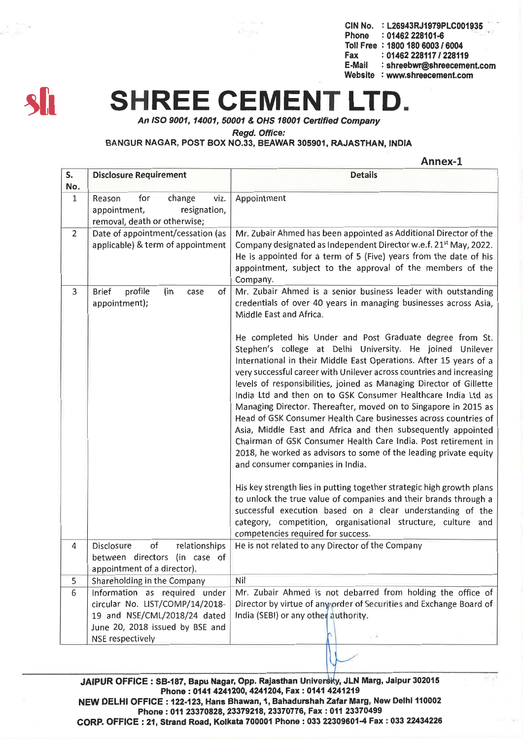CIN No. : L26943RJ1979PLC001935
Phone : 01462 228101-6
Toll Free : 1800 180 6003 / 6004
Fax : 01462 228117 / 228119
E-Mail : shreebwr@shreecement.com
Website : www.shreecement.com

# SHREE CEMENT LTD.

***An ISO 9001, 14001, 50001 & OHS 18001 Certified Company***

***Regd. Office:***

**BANGUR NAGAR, POST BOX NO.33, BEAWAR 305901, RAJASTHAN, INDIA**

**Annex-1**

| S. No. | Disclosure Requirement | Details |
|---|---|---|
| 1 | Reason for change viz. appointment, resignation, removal, death or otherwise; | Appointment |
| 2 | Date of appointment/cessation (as applicable) & term of appointment | Mr. Zubair Ahmed has been appointed as Additional Director of the Company designated as Independent Director w.e.f. 21st May, 2022. He is appointed for a term of 5 (Five) years from the date of his appointment, subject to the approval of the members of the Company. |
| 3 | Brief profile (in case of appointment); | Mr. Zubair Ahmed is a senior business leader with outstanding credentials of over 40 years in managing businesses across Asia, Middle East and Africa.<br><br>He completed his Under and Post Graduate degree from St. Stephen's college at Delhi University. He joined Unilever International in their Middle East Operations. After 15 years of a very successful career with Unilever across countries and increasing levels of responsibilities, joined as Managing Director of Gillette India Ltd and then on to GSK Consumer Healthcare India Ltd as Managing Director. Thereafter, moved on to Singapore in 2015 as Head of GSK Consumer Health Care businesses across countries of Asia, Middle East and Africa and then subsequently appointed Chairman of GSK Consumer Health Care India. Post retirement in 2018, he worked as advisors to some of the leading private equity and consumer companies in India.<br><br>His key strength lies in putting together strategic high growth plans to unlock the true value of companies and their brands through a successful execution based on a clear understanding of the category, competition, organisational structure, culture and competencies required for success. |
| 4 | Disclosure of relationships between directors (in case of appointment of a director). | He is not related to any Director of the Company |
| 5 | Shareholding in the Company | Nil |
| 6 | Information as required under circular No. LIST/COMP/14/2018-19 and NSE/CML/2018/24 dated June 20, 2018 issued by BSE and NSE respectively | Mr. Zubair Ahmed is not debarred from holding the office of Director by virtue of any order of Securities and Exchange Board of India (SEBI) or any other authority. |

**JAIPUR OFFICE : SB-187, Bapu Nagar, Opp. Rajasthan University, JLN Marg, Jaipur 302015**
**Phone : 0141 4241200, 4241204, Fax : 0141 4241219**
**NEW DELHI OFFICE : 122-123, Hans Bhawan, 1, Bahadurshah Zafar Marg, New Delhi 110002**
**Phone : 011 23370828, 23379218, 23370776, Fax : 011 23370499**
**CORP. OFFICE : 21, Strand Road, Kolkata 700001 Phone : 033 22309601-4 Fax : 033 22434226**